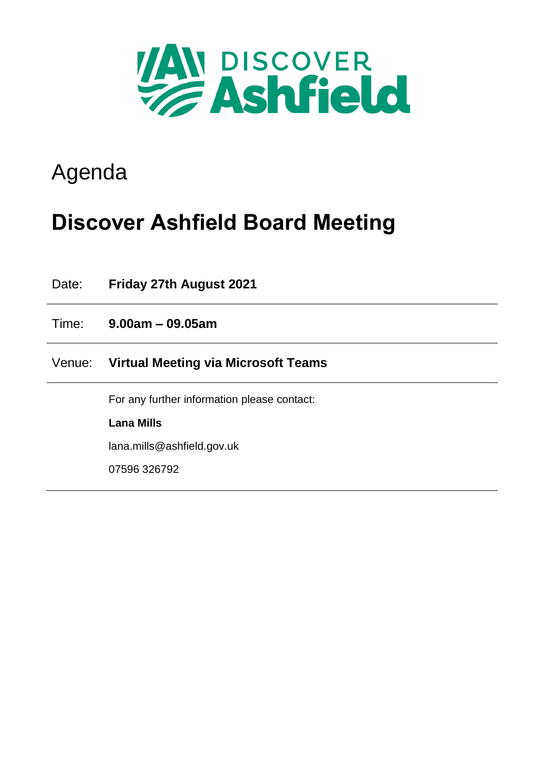DISCOVER Ashfield

# Agenda

# Discover Ashfield Board Meeting

| | |
|---|---|
| Date: | **Friday 27th August 2021** |
| Time: | **9.00am – 09.05am** |
| Venue: | **Virtual Meeting via Microsoft Teams** |

For any further information please contact:

**Lana Mills**

lana.mills@ashfield.gov.uk

07596 326792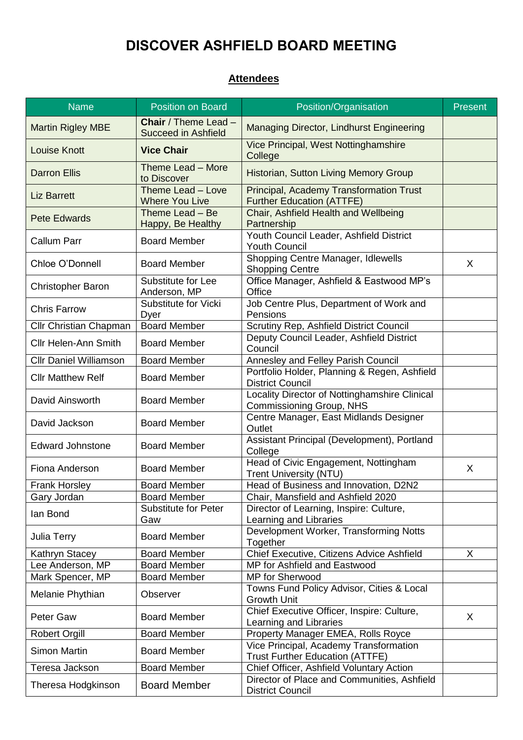# DISCOVER ASHFIELD BOARD MEETING

## Attendees

| Name | Position on Board | Position/Organisation | Present |
|---|---|---|---|
| Martin Rigley MBE | **Chair** / Theme Lead – Succeed in Ashfield | Managing Director, Lindhurst Engineering | |
| Louise Knott | **Vice Chair** | Vice Principal, West Nottinghamshire College | |
| Darron Ellis | Theme Lead – More to Discover | Historian, Sutton Living Memory Group | |
| Liz Barrett | Theme Lead – Love Where You Live | Principal, Academy Transformation Trust Further Education (ATTFE) | |
| Pete Edwards | Theme Lead – Be Happy, Be Healthy | Chair, Ashfield Health and Wellbeing Partnership | |
| Callum Parr | Board Member | Youth Council Leader, Ashfield District Youth Council | |
| Chloe O'Donnell | Board Member | Shopping Centre Manager, Idlewells Shopping Centre | X |
| Christopher Baron | Substitute for Lee Anderson, MP | Office Manager, Ashfield & Eastwood MP's Office | |
| Chris Farrow | Substitute for Vicki Dyer | Job Centre Plus, Department of Work and Pensions | |
| Cllr Christian Chapman | Board Member | Scrutiny Rep, Ashfield District Council | |
| Cllr Helen-Ann Smith | Board Member | Deputy Council Leader, Ashfield District Council | |
| Cllr Daniel Williamson | Board Member | Annesley and Felley Parish Council | |
| Cllr Matthew Relf | Board Member | Portfolio Holder, Planning & Regen, Ashfield District Council | |
| David Ainsworth | Board Member | Locality Director of Nottinghamshire Clinical Commissioning Group, NHS | |
| David Jackson | Board Member | Centre Manager, East Midlands Designer Outlet | |
| Edward Johnstone | Board Member | Assistant Principal (Development), Portland College | |
| Fiona Anderson | Board Member | Head of Civic Engagement, Nottingham Trent University (NTU) | X |
| Frank Horsley | Board Member | Head of Business and Innovation, D2N2 | |
| Gary Jordan | Board Member | Chair, Mansfield and Ashfield 2020 | |
| Ian Bond | Substitute for Peter Gaw | Director of Learning, Inspire: Culture, Learning and Libraries | |
| Julia Terry | Board Member | Development Worker, Transforming Notts Together | |
| Kathryn Stacey | Board Member | Chief Executive, Citizens Advice Ashfield | X |
| Lee Anderson, MP | Board Member | MP for Ashfield and Eastwood | |
| Mark Spencer, MP | Board Member | MP for Sherwood | |
| Melanie Phythian | Observer | Towns Fund Policy Advisor, Cities & Local Growth Unit | |
| Peter Gaw | Board Member | Chief Executive Officer, Inspire: Culture, Learning and Libraries | X |
| Robert Orgill | Board Member | Property Manager EMEA, Rolls Royce | |
| Simon Martin | Board Member | Vice Principal, Academy Transformation Trust Further Education (ATTFE) | |
| Teresa Jackson | Board Member | Chief Officer, Ashfield Voluntary Action | |
| Theresa Hodgkinson | Board Member | Director of Place and Communities, Ashfield District Council | |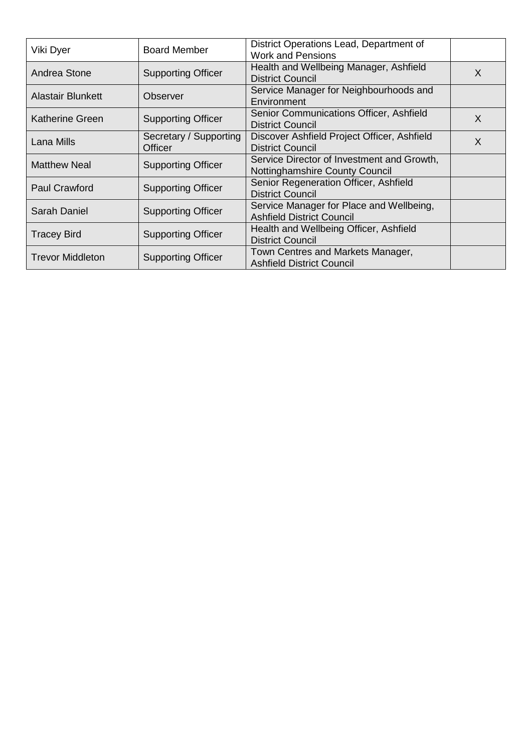| | | | |
|---|---|---|---|
| Viki Dyer | Board Member | District Operations Lead, Department of Work and Pensions | |
| Andrea Stone | Supporting Officer | Health and Wellbeing Manager, Ashfield District Council | X |
| Alastair Blunkett | Observer | Service Manager for Neighbourhoods and Environment | |
| Katherine Green | Supporting Officer | Senior Communications Officer, Ashfield District Council | X |
| Lana Mills | Secretary / Supporting Officer | Discover Ashfield Project Officer, Ashfield District Council | X |
| Matthew Neal | Supporting Officer | Service Director of Investment and Growth, Nottinghamshire County Council | |
| Paul Crawford | Supporting Officer | Senior Regeneration Officer, Ashfield District Council | |
| Sarah Daniel | Supporting Officer | Service Manager for Place and Wellbeing, Ashfield District Council | |
| Tracey Bird | Supporting Officer | Health and Wellbeing Officer, Ashfield District Council | |
| Trevor Middleton | Supporting Officer | Town Centres and Markets Manager, Ashfield District Council | |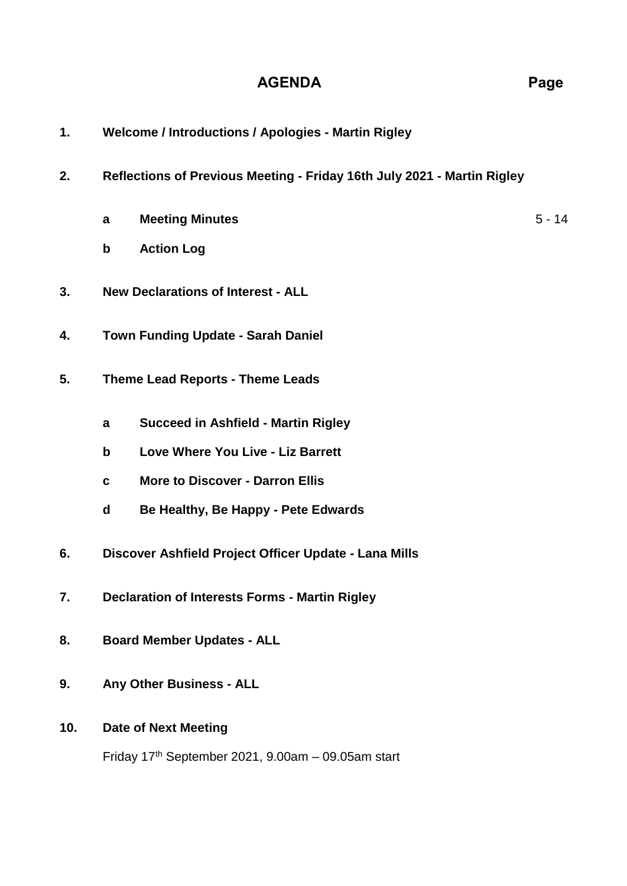# AGENDA

| | | Page |
|---|---|---|
| **1.** | **Welcome / Introductions / Apologies - Martin Rigley** | |
| **2.** | **Reflections of Previous Meeting - Friday 16th July 2021 - Martin Rigley** | |
| | **a Meeting Minutes** | 5 - 14 |
| | **b Action Log** | |
| **3.** | **New Declarations of Interest - ALL** | |
| **4.** | **Town Funding Update - Sarah Daniel** | |
| **5.** | **Theme Lead Reports - Theme Leads** | |
| | **a Succeed in Ashfield - Martin Rigley** | |
| | **b Love Where You Live - Liz Barrett** | |
| | **c More to Discover - Darron Ellis** | |
| | **d Be Healthy, Be Happy - Pete Edwards** | |
| **6.** | **Discover Ashfield Project Officer Update - Lana Mills** | |
| **7.** | **Declaration of Interests Forms - Martin Rigley** | |
| **8.** | **Board Member Updates - ALL** | |
| **9.** | **Any Other Business - ALL** | |
| **10.** | **Date of Next Meeting** | |

Friday 17th September 2021, 9.00am – 09.05am start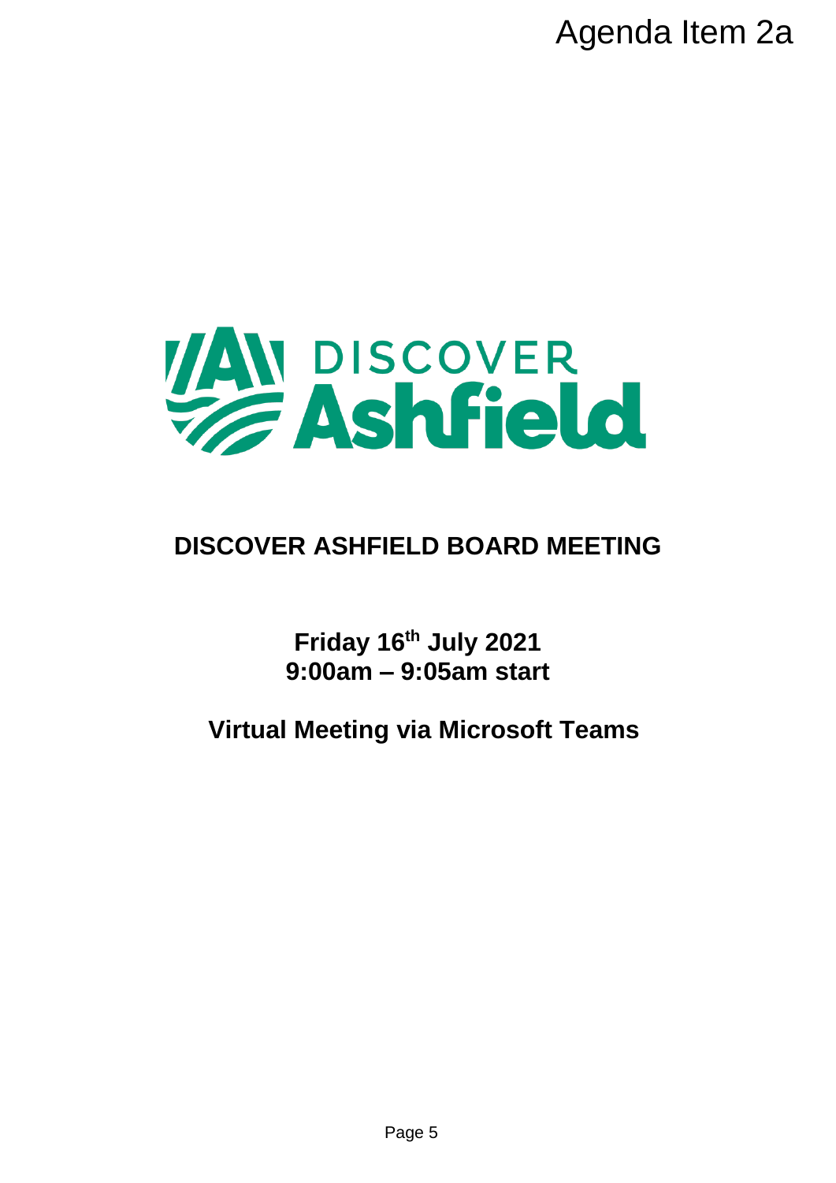Agenda Item 2a

DISCOVER Ashfield

# DISCOVER ASHFIELD BOARD MEETING

**Friday 16th July 2021**
**9:00am – 9:05am start**

## Virtual Meeting via Microsoft Teams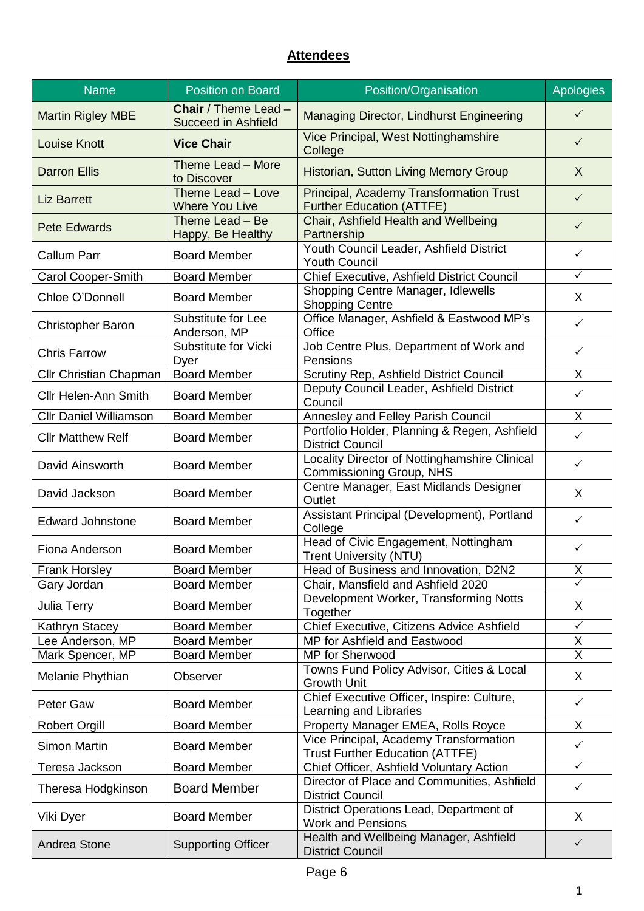**Attendees**

| Name | Position on Board | Position/Organisation | Apologies |
|---|---|---|---|
| Martin Rigley MBE | **Chair** / Theme Lead – Succeed in Ashfield | Managing Director, Lindhurst Engineering | ✓ |
| Louise Knott | **Vice Chair** | Vice Principal, West Nottinghamshire College | ✓ |
| Darron Ellis | Theme Lead – More to Discover | Historian, Sutton Living Memory Group | X |
| Liz Barrett | Theme Lead – Love Where You Live | Principal, Academy Transformation Trust Further Education (ATTFE) | ✓ |
| Pete Edwards | Theme Lead – Be Happy, Be Healthy | Chair, Ashfield Health and Wellbeing Partnership | ✓ |
| Callum Parr | Board Member | Youth Council Leader, Ashfield District Youth Council | ✓ |
| Carol Cooper-Smith | Board Member | Chief Executive, Ashfield District Council | ✓ |
| Chloe O'Donnell | Board Member | Shopping Centre Manager, Idlewells Shopping Centre | X |
| Christopher Baron | Substitute for Lee Anderson, MP | Office Manager, Ashfield & Eastwood MP's Office | ✓ |
| Chris Farrow | Substitute for Vicki Dyer | Job Centre Plus, Department of Work and Pensions | ✓ |
| Cllr Christian Chapman | Board Member | Scrutiny Rep, Ashfield District Council | X |
| Cllr Helen-Ann Smith | Board Member | Deputy Council Leader, Ashfield District Council | ✓ |
| Cllr Daniel Williamson | Board Member | Annesley and Felley Parish Council | X |
| Cllr Matthew Relf | Board Member | Portfolio Holder, Planning & Regen, Ashfield District Council | ✓ |
| David Ainsworth | Board Member | Locality Director of Nottinghamshire Clinical Commissioning Group, NHS | ✓ |
| David Jackson | Board Member | Centre Manager, East Midlands Designer Outlet | X |
| Edward Johnstone | Board Member | Assistant Principal (Development), Portland College | ✓ |
| Fiona Anderson | Board Member | Head of Civic Engagement, Nottingham Trent University (NTU) | ✓ |
| Frank Horsley | Board Member | Head of Business and Innovation, D2N2 | X |
| Gary Jordan | Board Member | Chair, Mansfield and Ashfield 2020 | ✓ |
| Julia Terry | Board Member | Development Worker, Transforming Notts Together | X |
| Kathryn Stacey | Board Member | Chief Executive, Citizens Advice Ashfield | ✓ |
| Lee Anderson, MP | Board Member | MP for Ashfield and Eastwood | X |
| Mark Spencer, MP | Board Member | MP for Sherwood | X |
| Melanie Phythian | Observer | Towns Fund Policy Advisor, Cities & Local Growth Unit | X |
| Peter Gaw | Board Member | Chief Executive Officer, Inspire: Culture, Learning and Libraries | ✓ |
| Robert Orgill | Board Member | Property Manager EMEA, Rolls Royce | X |
| Simon Martin | Board Member | Vice Principal, Academy Transformation Trust Further Education (ATTFE) | ✓ |
| Teresa Jackson | Board Member | Chief Officer, Ashfield Voluntary Action | ✓ |
| Theresa Hodgkinson | Board Member | Director of Place and Communities, Ashfield District Council | ✓ |
| Viki Dyer | Board Member | District Operations Lead, Department of Work and Pensions | X |
| Andrea Stone | Supporting Officer | Health and Wellbeing Manager, Ashfield District Council | ✓ |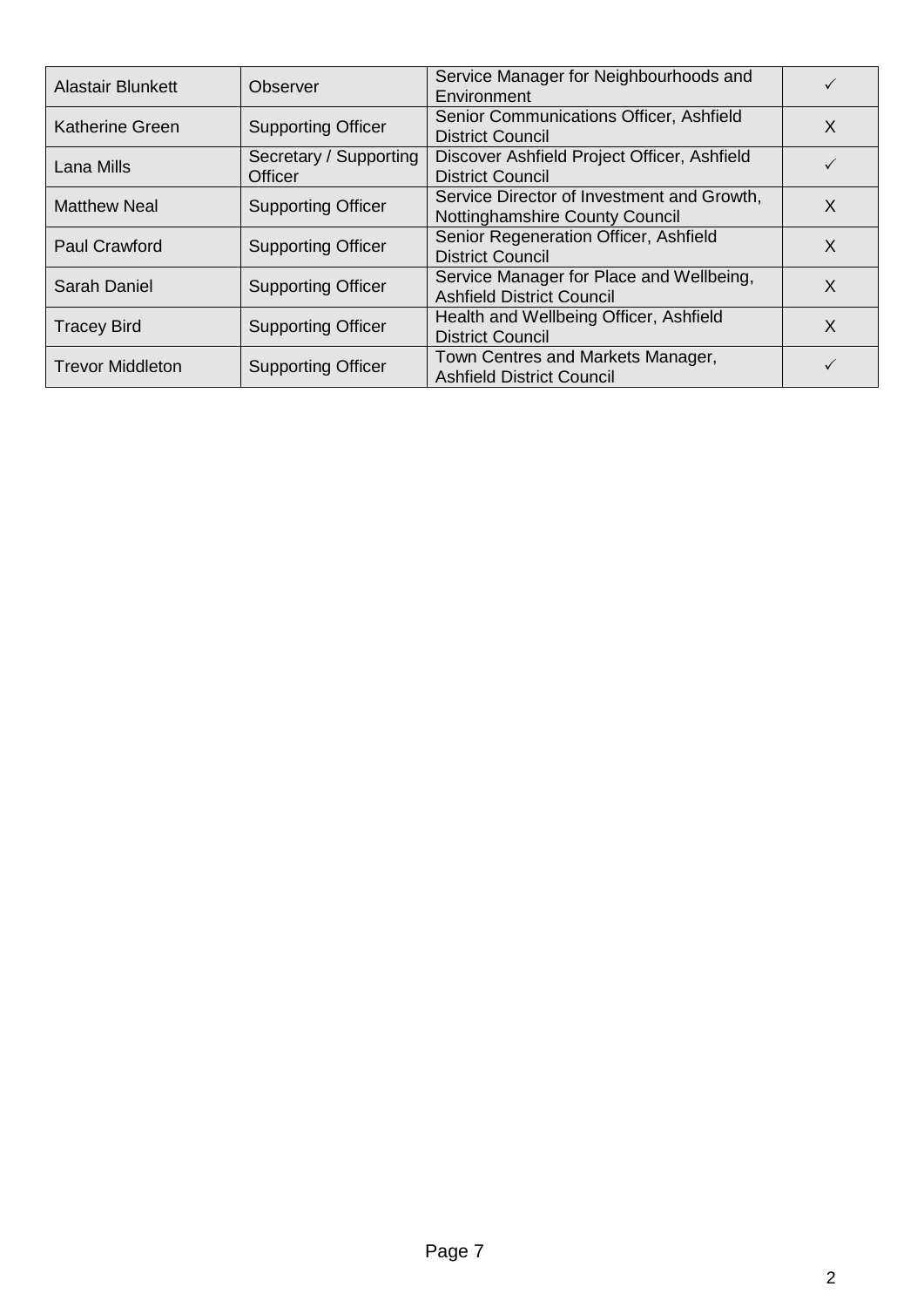| Alastair Blunkett | Observer | Service Manager for Neighbourhoods and Environment | ✓ |
|---|---|---|---|
| Katherine Green | Supporting Officer | Senior Communications Officer, Ashfield District Council | X |
| Lana Mills | Secretary / Supporting Officer | Discover Ashfield Project Officer, Ashfield District Council | ✓ |
| Matthew Neal | Supporting Officer | Service Director of Investment and Growth, Nottinghamshire County Council | X |
| Paul Crawford | Supporting Officer | Senior Regeneration Officer, Ashfield District Council | X |
| Sarah Daniel | Supporting Officer | Service Manager for Place and Wellbeing, Ashfield District Council | X |
| Tracey Bird | Supporting Officer | Health and Wellbeing Officer, Ashfield District Council | X |
| Trevor Middleton | Supporting Officer | Town Centres and Markets Manager, Ashfield District Council | ✓ |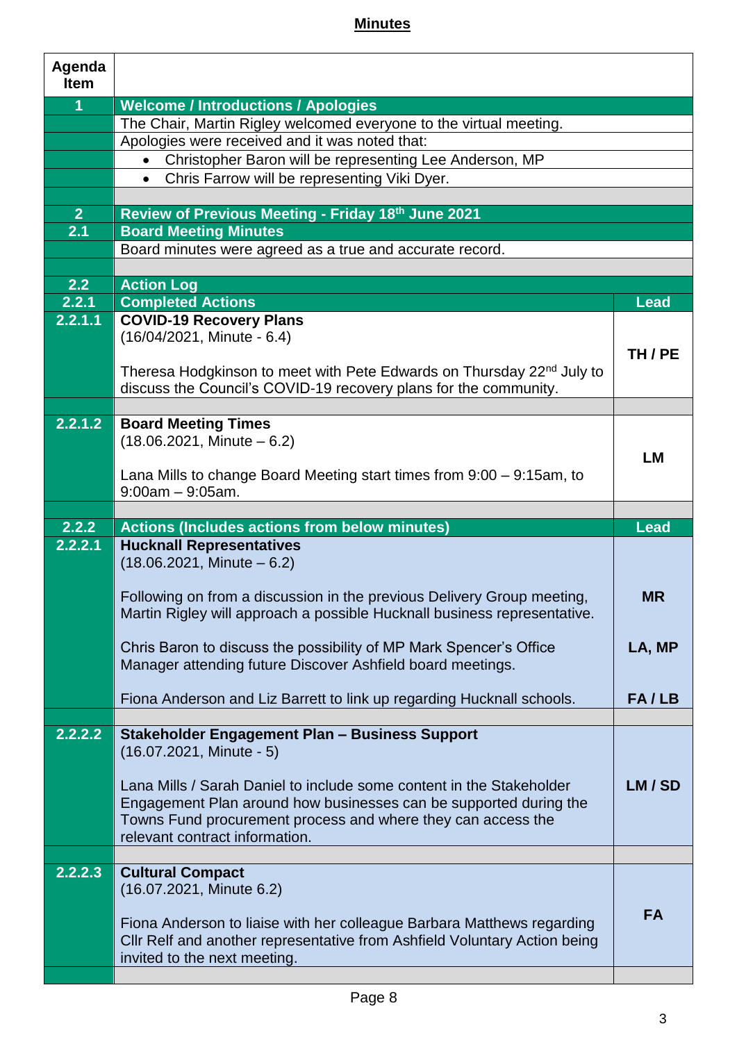## Minutes

| Agenda Item | | |
|---|---|---|
| **1** | **Welcome / Introductions / Apologies** | |
| | The Chair, Martin Rigley welcomed everyone to the virtual meeting. | |
| | Apologies were received and it was noted that: | |
| | • Christopher Baron will be representing Lee Anderson, MP | |
| | • Chris Farrow will be representing Viki Dyer. | |
| | | |
| **2** | **Review of Previous Meeting - Friday 18th June 2021** | |
| **2.1** | **Board Meeting Minutes** | |
| | Board minutes were agreed as a true and accurate record. | |
| | | |
| **2.2** | **Action Log** | |
| **2.2.1** | **Completed Actions** | **Lead** |
| **2.2.1.1** | **COVID-19 Recovery Plans**<br>(16/04/2021, Minute - 6.4)<br><br>Theresa Hodgkinson to meet with Pete Edwards on Thursday 22nd July to discuss the Council's COVID-19 recovery plans for the community. | **TH / PE** |
| | | |
| **2.2.1.2** | **Board Meeting Times**<br>(18.06.2021, Minute – 6.2)<br><br>Lana Mills to change Board Meeting start times from 9:00 – 9:15am, to 9:00am – 9:05am. | **LM** |
| | | |
| **2.2.2** | **Actions (Includes actions from below minutes)** | **Lead** |
| **2.2.2.1** | **Hucknall Representatives**<br>(18.06.2021, Minute – 6.2)<br><br>Following on from a discussion in the previous Delivery Group meeting, Martin Rigley will approach a possible Hucknall business representative.<br><br>Chris Baron to discuss the possibility of MP Mark Spencer's Office Manager attending future Discover Ashfield board meetings.<br><br>Fiona Anderson and Liz Barrett to link up regarding Hucknall schools. | **MR**<br><br>**LA, MP**<br><br>**FA / LB** |
| | | |
| **2.2.2.2** | **Stakeholder Engagement Plan – Business Support**<br>(16.07.2021, Minute - 5)<br><br>Lana Mills / Sarah Daniel to include some content in the Stakeholder Engagement Plan around how businesses can be supported during the Towns Fund procurement process and where they can access the relevant contract information. | **LM / SD** |
| | | |
| **2.2.2.3** | **Cultural Compact**<br>(16.07.2021, Minute 6.2)<br><br>Fiona Anderson to liaise with her colleague Barbara Matthews regarding Cllr Relf and another representative from Ashfield Voluntary Action being invited to the next meeting. | **FA** |
| | | |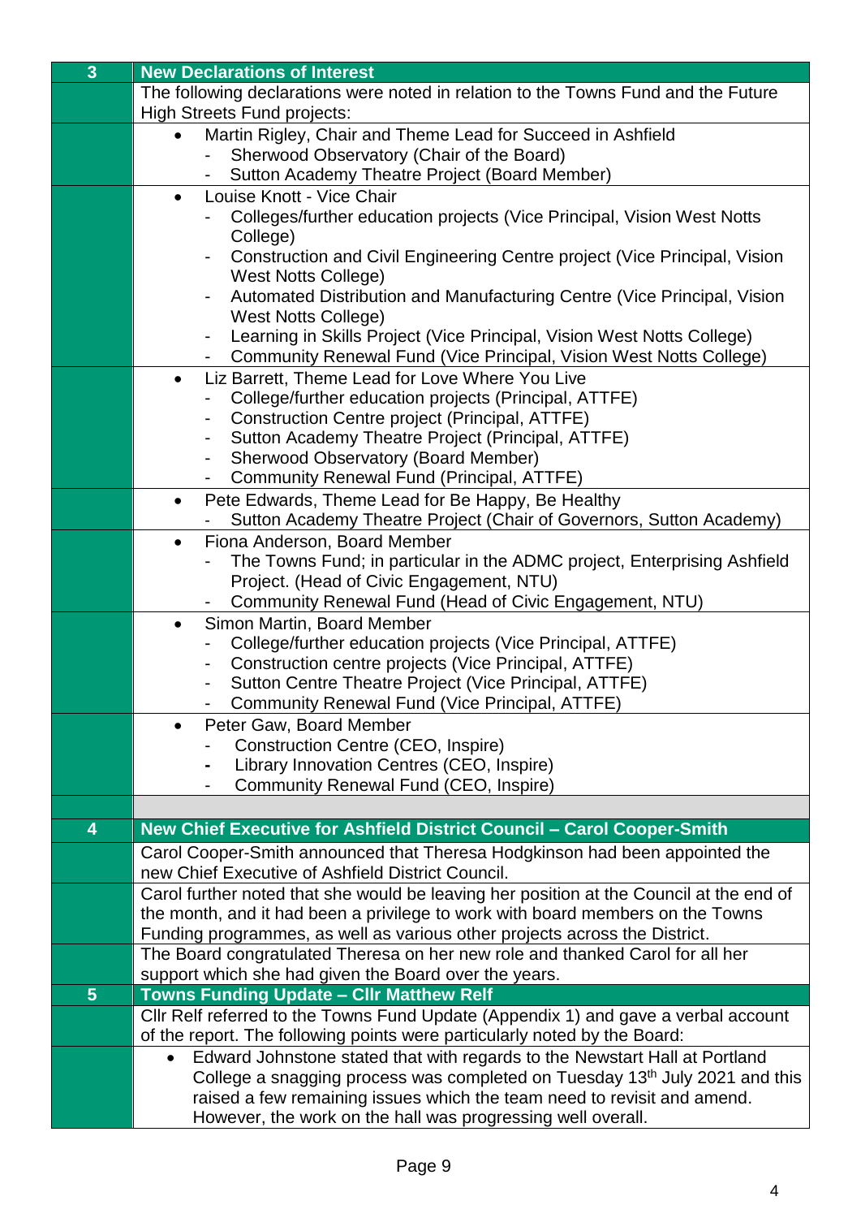| 3 | **New Declarations of Interest** |
|---|---|
| | The following declarations were noted in relation to the Towns Fund and the Future High Streets Fund projects: |
| | • Martin Rigley, Chair and Theme Lead for Succeed in Ashfield<br>- Sherwood Observatory (Chair of the Board)<br>- Sutton Academy Theatre Project (Board Member) |
| | • Louise Knott - Vice Chair<br>- Colleges/further education projects (Vice Principal, Vision West Notts College)<br>- Construction and Civil Engineering Centre project (Vice Principal, Vision West Notts College)<br>- Automated Distribution and Manufacturing Centre (Vice Principal, Vision West Notts College)<br>- Learning in Skills Project (Vice Principal, Vision West Notts College)<br>- Community Renewal Fund (Vice Principal, Vision West Notts College) |
| | • Liz Barrett, Theme Lead for Love Where You Live<br>- College/further education projects (Principal, ATTFE)<br>- Construction Centre project (Principal, ATTFE)<br>- Sutton Academy Theatre Project (Principal, ATTFE)<br>- Sherwood Observatory (Board Member)<br>- Community Renewal Fund (Principal, ATTFE) |
| | • Pete Edwards, Theme Lead for Be Happy, Be Healthy<br>- Sutton Academy Theatre Project (Chair of Governors, Sutton Academy) |
| | • Fiona Anderson, Board Member<br>- The Towns Fund; in particular in the ADMC project, Enterprising Ashfield Project. (Head of Civic Engagement, NTU)<br>- Community Renewal Fund (Head of Civic Engagement, NTU) |
| | • Simon Martin, Board Member<br>- College/further education projects (Vice Principal, ATTFE)<br>- Construction centre projects (Vice Principal, ATTFE)<br>- Sutton Centre Theatre Project (Vice Principal, ATTFE)<br>- Community Renewal Fund (Vice Principal, ATTFE) |
| | • Peter Gaw, Board Member<br>- Construction Centre (CEO, Inspire)<br>- Library Innovation Centres (CEO, Inspire)<br>- Community Renewal Fund (CEO, Inspire) |
| | |
| 4 | **New Chief Executive for Ashfield District Council – Carol Cooper-Smith** |
| | Carol Cooper-Smith announced that Theresa Hodgkinson had been appointed the new Chief Executive of Ashfield District Council. |
| | Carol further noted that she would be leaving her position at the Council at the end of the month, and it had been a privilege to work with board members on the Towns Funding programmes, as well as various other projects across the District. |
| | The Board congratulated Theresa on her new role and thanked Carol for all her support which she had given the Board over the years. |
| 5 | **Towns Funding Update – Cllr Matthew Relf** |
| | Cllr Relf referred to the Towns Fund Update (Appendix 1) and gave a verbal account of the report. The following points were particularly noted by the Board: |
| | • Edward Johnstone stated that with regards to the Newstart Hall at Portland College a snagging process was completed on Tuesday 13th July 2021 and this raised a few remaining issues which the team need to revisit and amend. However, the work on the hall was progressing well overall. |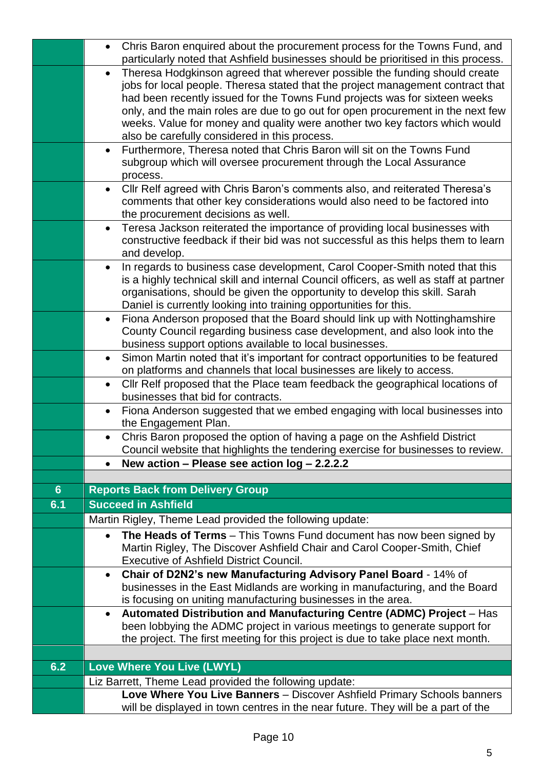| | |
|---|---|
| | • Chris Baron enquired about the procurement process for the Towns Fund, and particularly noted that Ashfield businesses should be prioritised in this process. |
| | • Theresa Hodgkinson agreed that wherever possible the funding should create jobs for local people. Theresa stated that the project management contract that had been recently issued for the Towns Fund projects was for sixteen weeks only, and the main roles are due to go out for open procurement in the next few weeks. Value for money and quality were another two key factors which would also be carefully considered in this process. |
| | • Furthermore, Theresa noted that Chris Baron will sit on the Towns Fund subgroup which will oversee procurement through the Local Assurance process. |
| | • Cllr Relf agreed with Chris Baron's comments also, and reiterated Theresa's comments that other key considerations would also need to be factored into the procurement decisions as well. |
| | • Teresa Jackson reiterated the importance of providing local businesses with constructive feedback if their bid was not successful as this helps them to learn and develop. |
| | • In regards to business case development, Carol Cooper-Smith noted that this is a highly technical skill and internal Council officers, as well as staff at partner organisations, should be given the opportunity to develop this skill. Sarah Daniel is currently looking into training opportunities for this. |
| | • Fiona Anderson proposed that the Board should link up with Nottinghamshire County Council regarding business case development, and also look into the business support options available to local businesses. |
| | • Simon Martin noted that it's important for contract opportunities to be featured on platforms and channels that local businesses are likely to access. |
| | • Cllr Relf proposed that the Place team feedback the geographical locations of businesses that bid for contracts. |
| | • Fiona Anderson suggested that we embed engaging with local businesses into the Engagement Plan. |
| | • Chris Baron proposed the option of having a page on the Ashfield District Council website that highlights the tendering exercise for businesses to review. |
| | • **New action – Please see action log – 2.2.2.2** |
| | |
| **6** | **Reports Back from Delivery Group** |
| **6.1** | **Succeed in Ashfield** |
| | Martin Rigley, Theme Lead provided the following update: |
| | • **The Heads of Terms** – This Towns Fund document has now been signed by Martin Rigley, The Discover Ashfield Chair and Carol Cooper-Smith, Chief Executive of Ashfield District Council. |
| | • **Chair of D2N2's new Manufacturing Advisory Panel Board** - 14% of businesses in the East Midlands are working in manufacturing, and the Board is focusing on uniting manufacturing businesses in the area. |
| | • **Automated Distribution and Manufacturing Centre (ADMC) Project** – Has been lobbying the ADMC project in various meetings to generate support for the project. The first meeting for this project is due to take place next month. |
| | |
| **6.2** | **Love Where You Live (LWYL)** |
| | Liz Barrett, Theme Lead provided the following update: |
| | **Love Where You Live Banners** – Discover Ashfield Primary Schools banners will be displayed in town centres in the near future. They will be a part of the |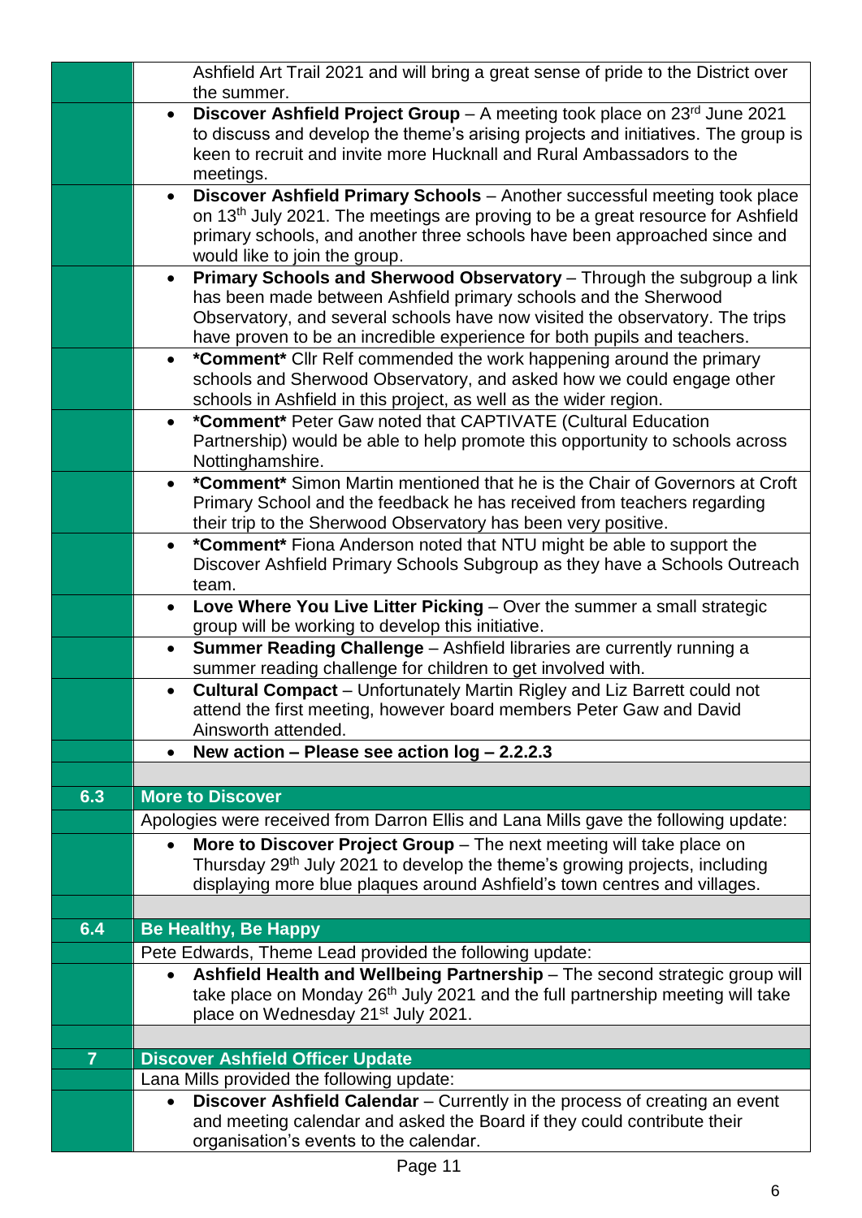| | |
|---|---|
| | Ashfield Art Trail 2021 and will bring a great sense of pride to the District over the summer. |
| | • **Discover Ashfield Project Group** – A meeting took place on 23rd June 2021 to discuss and develop the theme's arising projects and initiatives. The group is keen to recruit and invite more Hucknall and Rural Ambassadors to the meetings. |
| | • **Discover Ashfield Primary Schools** – Another successful meeting took place on 13th July 2021. The meetings are proving to be a great resource for Ashfield primary schools, and another three schools have been approached since and would like to join the group. |
| | • **Primary Schools and Sherwood Observatory** – Through the subgroup a link has been made between Ashfield primary schools and the Sherwood Observatory, and several schools have now visited the observatory. The trips have proven to be an incredible experience for both pupils and teachers. |
| | • ***Comment*** Cllr Relf commended the work happening around the primary schools and Sherwood Observatory, and asked how we could engage other schools in Ashfield in this project, as well as the wider region. |
| | • ***Comment*** Peter Gaw noted that CAPTIVATE (Cultural Education Partnership) would be able to help promote this opportunity to schools across Nottinghamshire. |
| | • ***Comment*** Simon Martin mentioned that he is the Chair of Governors at Croft Primary School and the feedback he has received from teachers regarding their trip to the Sherwood Observatory has been very positive. |
| | • ***Comment*** Fiona Anderson noted that NTU might be able to support the Discover Ashfield Primary Schools Subgroup as they have a Schools Outreach team. |
| | • **Love Where You Live Litter Picking** – Over the summer a small strategic group will be working to develop this initiative. |
| | • **Summer Reading Challenge** – Ashfield libraries are currently running a summer reading challenge for children to get involved with. |
| | • **Cultural Compact** – Unfortunately Martin Rigley and Liz Barrett could not attend the first meeting, however board members Peter Gaw and David Ainsworth attended. |
| | • **New action – Please see action log – 2.2.2.3** |
| | |
| **6.3** | **More to Discover** |
| | Apologies were received from Darron Ellis and Lana Mills gave the following update: |
| | • **More to Discover Project Group** – The next meeting will take place on Thursday 29th July 2021 to develop the theme's growing projects, including displaying more blue plaques around Ashfield's town centres and villages. |
| | |
| **6.4** | **Be Healthy, Be Happy** |
| | Pete Edwards, Theme Lead provided the following update: |
| | • **Ashfield Health and Wellbeing Partnership** – The second strategic group will take place on Monday 26th July 2021 and the full partnership meeting will take place on Wednesday 21st July 2021. |
| | |
| **7** | **Discover Ashfield Officer Update** |
| | Lana Mills provided the following update: |
| | • **Discover Ashfield Calendar** – Currently in the process of creating an event and meeting calendar and asked the Board if they could contribute their organisation's events to the calendar. |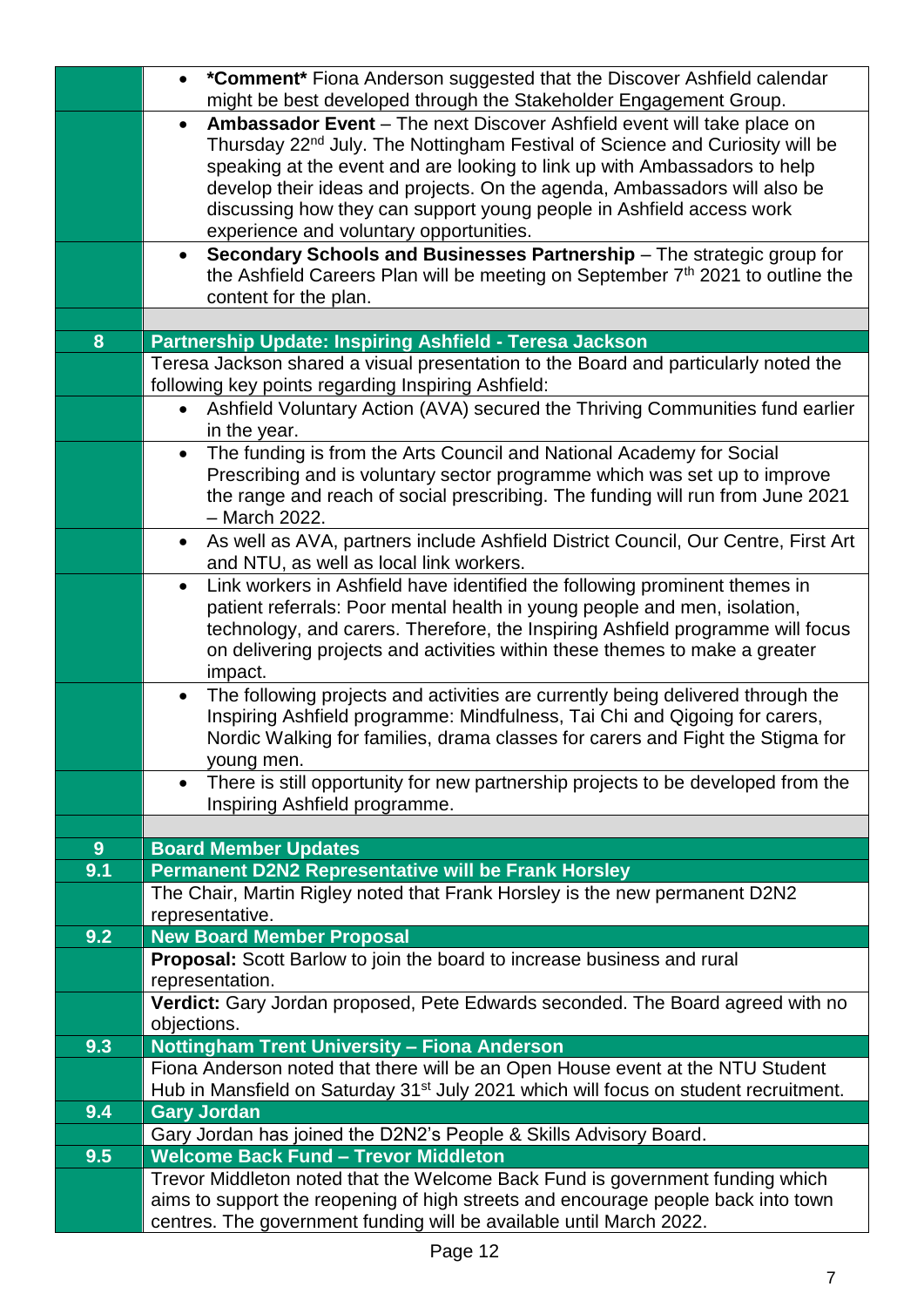| | |
|---|---|
| | • ***Comment*** Fiona Anderson suggested that the Discover Ashfield calendar might be best developed through the Stakeholder Engagement Group. |
| | • **Ambassador Event** – The next Discover Ashfield event will take place on Thursday 22nd July. The Nottingham Festival of Science and Curiosity will be speaking at the event and are looking to link up with Ambassadors to help develop their ideas and projects. On the agenda, Ambassadors will also be discussing how they can support young people in Ashfield access work experience and voluntary opportunities. |
| | • **Secondary Schools and Businesses Partnership** – The strategic group for the Ashfield Careers Plan will be meeting on September 7th 2021 to outline the content for the plan. |
| | |
| **8** | **Partnership Update: Inspiring Ashfield - Teresa Jackson** |
| | Teresa Jackson shared a visual presentation to the Board and particularly noted the following key points regarding Inspiring Ashfield: |
| | • Ashfield Voluntary Action (AVA) secured the Thriving Communities fund earlier in the year. |
| | • The funding is from the Arts Council and National Academy for Social Prescribing and is voluntary sector programme which was set up to improve the range and reach of social prescribing. The funding will run from June 2021 – March 2022. |
| | • As well as AVA, partners include Ashfield District Council, Our Centre, First Art and NTU, as well as local link workers. |
| | • Link workers in Ashfield have identified the following prominent themes in patient referrals: Poor mental health in young people and men, isolation, technology, and carers. Therefore, the Inspiring Ashfield programme will focus on delivering projects and activities within these themes to make a greater impact. |
| | • The following projects and activities are currently being delivered through the Inspiring Ashfield programme: Mindfulness, Tai Chi and Qigoing for carers, Nordic Walking for families, drama classes for carers and Fight the Stigma for young men. |
| | • There is still opportunity for new partnership projects to be developed from the Inspiring Ashfield programme. |
| | |
| **9** | **Board Member Updates** |
| **9.1** | **Permanent D2N2 Representative will be Frank Horsley** |
| | The Chair, Martin Rigley noted that Frank Horsley is the new permanent D2N2 representative. |
| **9.2** | **New Board Member Proposal** |
| | **Proposal:** Scott Barlow to join the board to increase business and rural representation. |
| | **Verdict:** Gary Jordan proposed, Pete Edwards seconded. The Board agreed with no objections. |
| **9.3** | **Nottingham Trent University – Fiona Anderson** |
| | Fiona Anderson noted that there will be an Open House event at the NTU Student Hub in Mansfield on Saturday 31st July 2021 which will focus on student recruitment. |
| **9.4** | **Gary Jordan** |
| | Gary Jordan has joined the D2N2's People & Skills Advisory Board. |
| **9.5** | **Welcome Back Fund – Trevor Middleton** |
| | Trevor Middleton noted that the Welcome Back Fund is government funding which aims to support the reopening of high streets and encourage people back into town centres. The government funding will be available until March 2022. |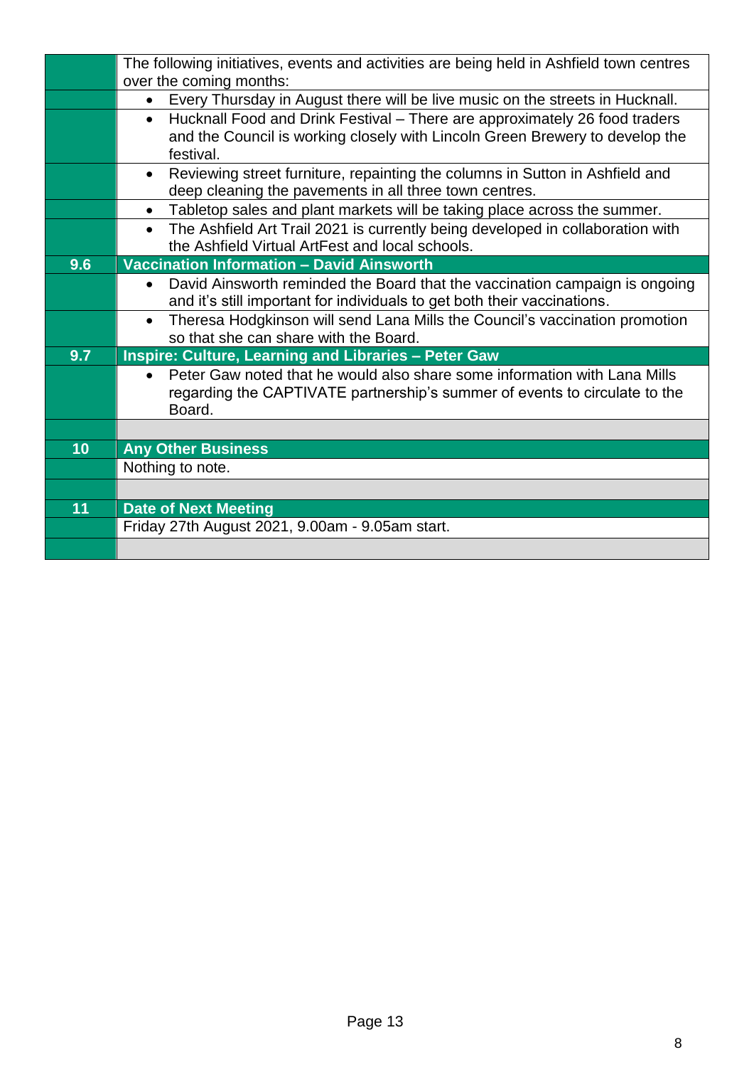| | |
|---|---|
| | The following initiatives, events and activities are being held in Ashfield town centres over the coming months: |
| | • Every Thursday in August there will be live music on the streets in Hucknall. |
| | • Hucknall Food and Drink Festival – There are approximately 26 food traders and the Council is working closely with Lincoln Green Brewery to develop the festival. |
| | • Reviewing street furniture, repainting the columns in Sutton in Ashfield and deep cleaning the pavements in all three town centres. |
| | • Tabletop sales and plant markets will be taking place across the summer. |
| | • The Ashfield Art Trail 2021 is currently being developed in collaboration with the Ashfield Virtual ArtFest and local schools. |
| **9.6** | **Vaccination Information – David Ainsworth** |
| | • David Ainsworth reminded the Board that the vaccination campaign is ongoing and it's still important for individuals to get both their vaccinations. |
| | • Theresa Hodgkinson will send Lana Mills the Council's vaccination promotion so that she can share with the Board. |
| **9.7** | **Inspire: Culture, Learning and Libraries – Peter Gaw** |
| | • Peter Gaw noted that he would also share some information with Lana Mills regarding the CAPTIVATE partnership's summer of events to circulate to the Board. |
| | |
| **10** | **Any Other Business** |
| | Nothing to note. |
| | |
| **11** | **Date of Next Meeting** |
| | Friday 27th August 2021, 9.00am - 9.05am start. |
| | |